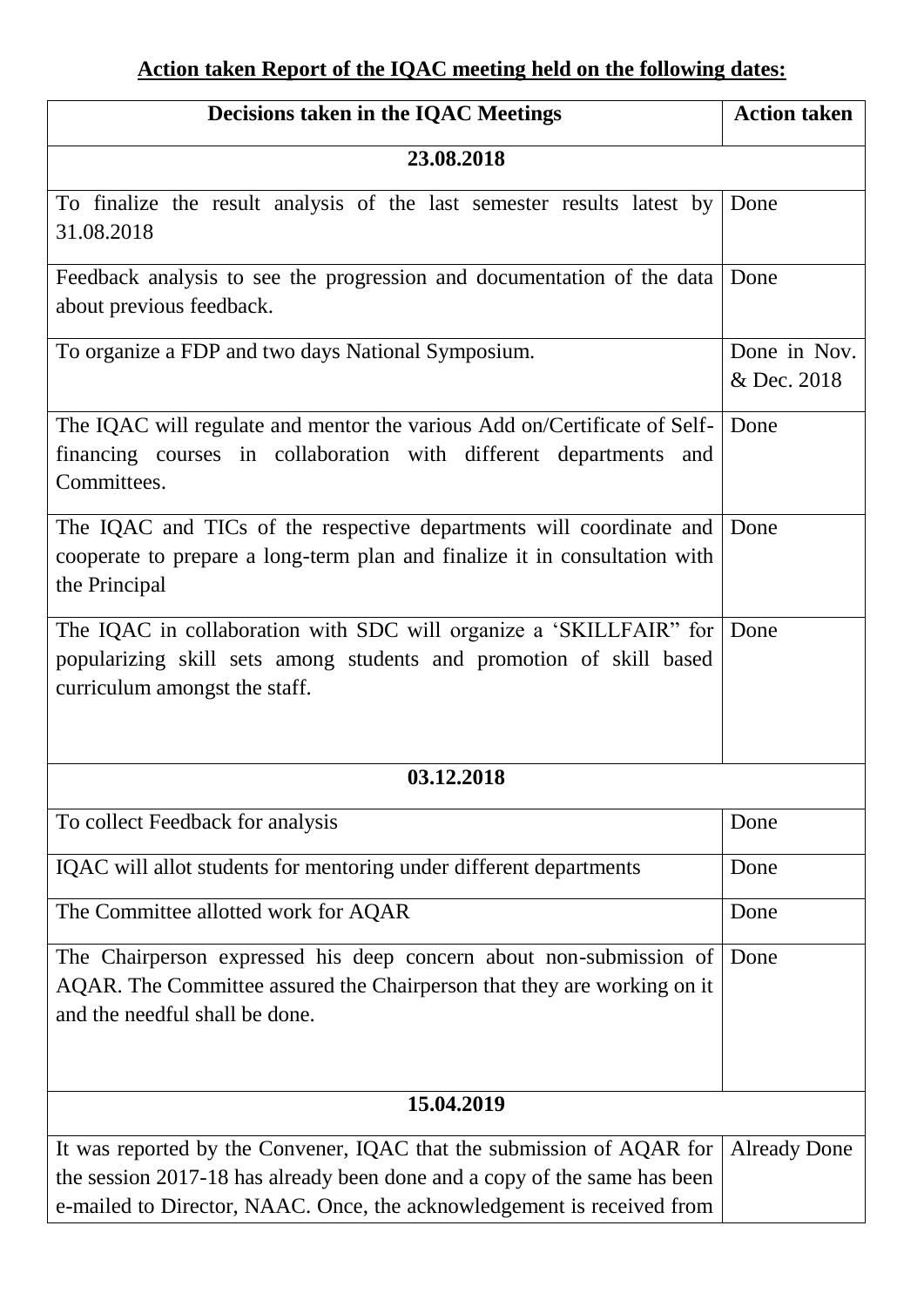**Action taken Report of the IQAC meeting held on the following dates:**

| Decisions taken in the IQAC Meetings | Action taken |
|---|---|
| **23.08.2018** | |
| To finalize the result analysis of the last semester results latest by 31.08.2018 | Done |
| Feedback analysis to see the progression and documentation of the data about previous feedback. | Done |
| To organize a FDP and two days National Symposium. | Done in Nov. & Dec. 2018 |
| The IQAC will regulate and mentor the various Add on/Certificate of Self-financing courses in collaboration with different departments and Committees. | Done |
| The IQAC and TICs of the respective departments will coordinate and cooperate to prepare a long-term plan and finalize it in consultation with the Principal | Done |
| The IQAC in collaboration with SDC will organize a 'SKILLFAIR" for popularizing skill sets among students and promotion of skill based curriculum amongst the staff. | Done |
| **03.12.2018** | |
| To collect Feedback for analysis | Done |
| IQAC will allot students for mentoring under different departments | Done |
| The Committee allotted work for AQAR | Done |
| The Chairperson expressed his deep concern about non-submission of AQAR. The Committee assured the Chairperson that they are working on it and the needful shall be done. | Done |
| **15.04.2019** | |
| It was reported by the Convener, IQAC that the submission of AQAR for the session 2017-18 has already been done and a copy of the same has been e-mailed to Director, NAAC. Once, the acknowledgement is received from | Already Done |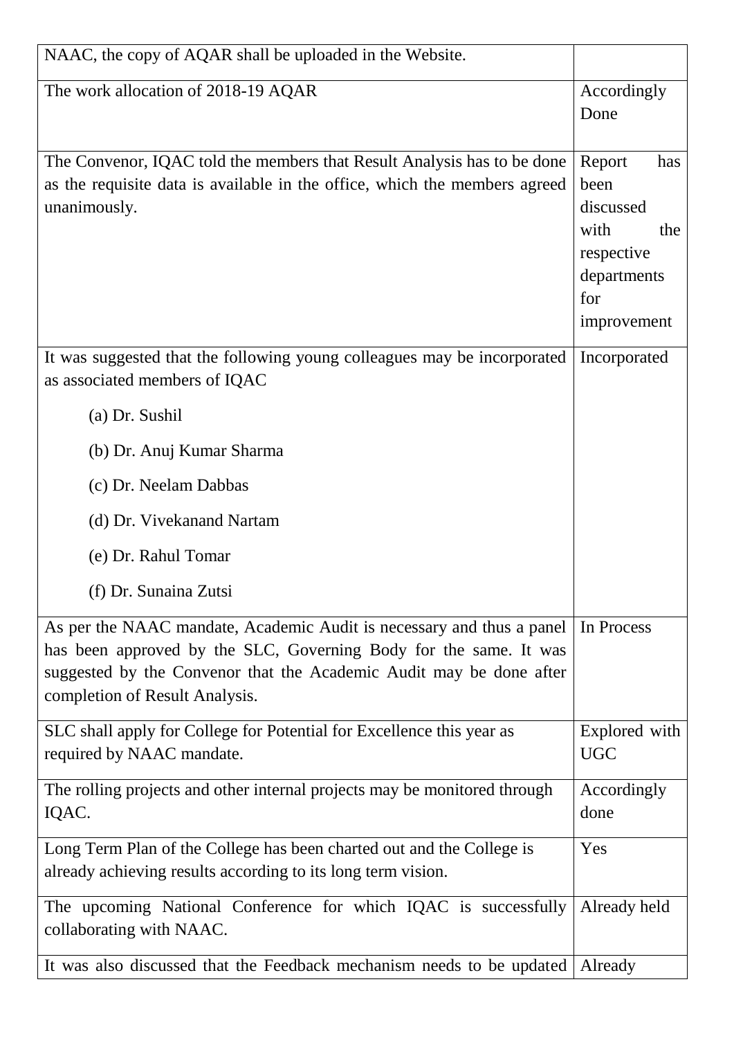| | |
|---|---|
| NAAC, the copy of AQAR shall be uploaded in the Website. | |
| The work allocation of 2018-19 AQAR | Accordingly Done |
| The Convenor, IQAC told the members that Result Analysis has to be done as the requisite data is available in the office, which the members agreed unanimously. | Report has been discussed with the respective departments for improvement |
| It was suggested that the following young colleagues may be incorporated as associated members of IQAC<br><br>(a) Dr. Sushil<br>(b) Dr. Anuj Kumar Sharma<br>(c) Dr. Neelam Dabbas<br>(d) Dr. Vivekanand Nartam<br>(e) Dr. Rahul Tomar<br>(f) Dr. Sunaina Zutsi | Incorporated |
| As per the NAAC mandate, Academic Audit is necessary and thus a panel has been approved by the SLC, Governing Body for the same. It was suggested by the Convenor that the Academic Audit may be done after completion of Result Analysis. | In Process |
| SLC shall apply for College for Potential for Excellence this year as required by NAAC mandate. | Explored with UGC |
| The rolling projects and other internal projects may be monitored through IQAC. | Accordingly done |
| Long Term Plan of the College has been charted out and the College is already achieving results according to its long term vision. | Yes |
| The upcoming National Conference for which IQAC is successfully collaborating with NAAC. | Already held |
| It was also discussed that the Feedback mechanism needs to be updated | Already |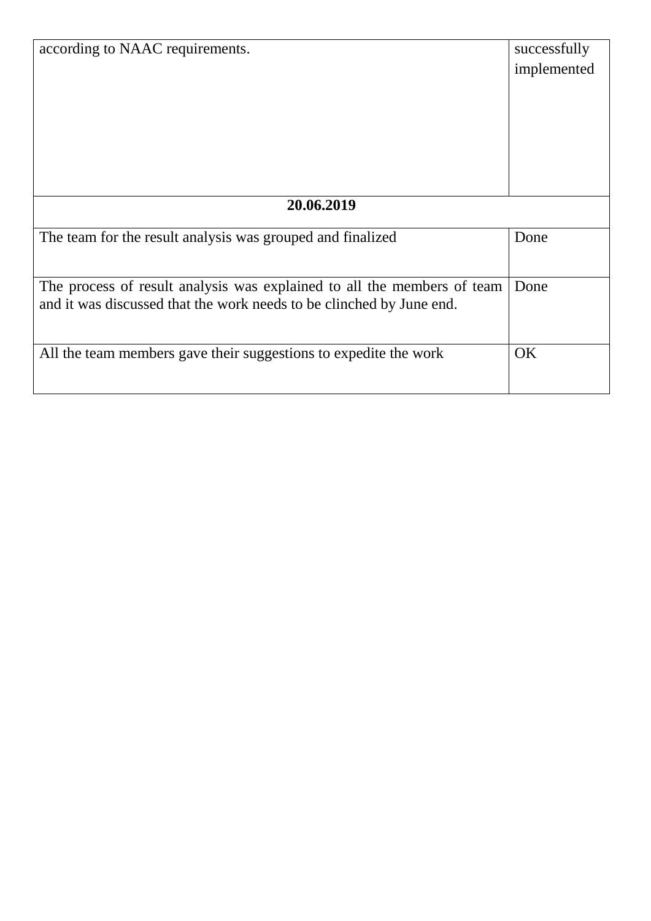| | |
|---|---|
| according to NAAC requirements. | successfully implemented |
| **20.06.2019** | |
| The team for the result analysis was grouped and finalized | Done |
| The process of result analysis was explained to all the members of team and it was discussed that the work needs to be clinched by June end. | Done |
| All the team members gave their suggestions to expedite the work | OK |